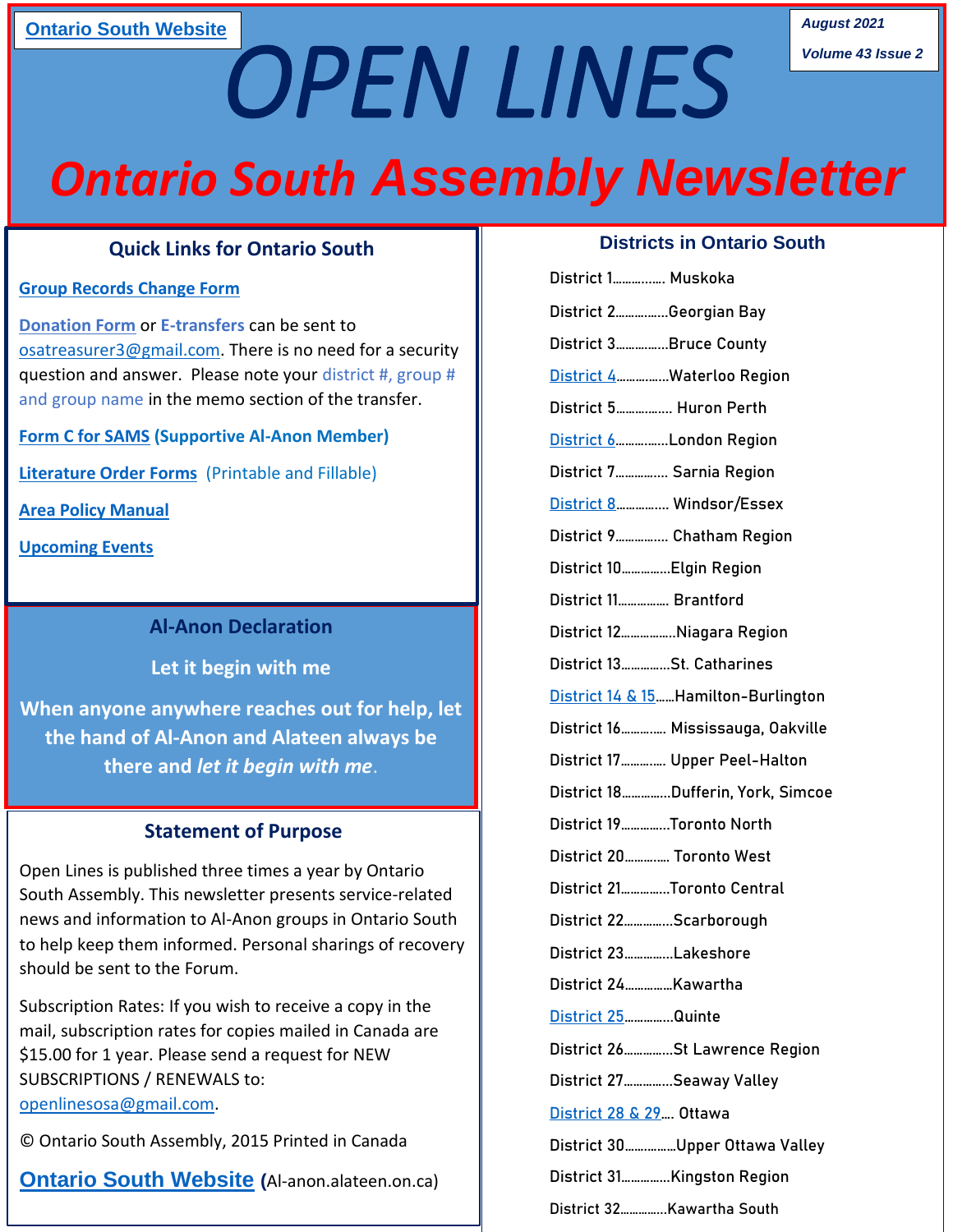Ontario South Website

August 2021

Volume 43 Issue 2

# OPEN LINES

## Ontario South Assembly Newsletter

### Quick Links for Ontario South

Group Records Change Form

Donation Form or E-transfers can be sent to osatreasurer3@gmail.com. There is no need for a security question and answer. Please note your district #, group # and group name in the memo section of the transfer.

Form C for SAMS (Supportive Al-Anon Member)

Literature Order Forms (Printable and Fillable)

Area Policy Manual

Upcoming Events

### Al-Anon Declaration

**Let it begin with me**

**When anyone anywhere reaches out for help, let the hand of Al-Anon and Alateen always be there and *let it begin with me*.**

### Statement of Purpose

Open Lines is published three times a year by Ontario South Assembly. This newsletter presents service-related news and information to Al-Anon groups in Ontario South to help keep them informed. Personal sharings of recovery should be sent to the Forum.

Subscription Rates: If you wish to receive a copy in the mail, subscription rates for copies mailed in Canada are $15.00 for 1 year. Please send a request for NEW SUBSCRIPTIONS / RENEWALS to: openlinesosa@gmail.com.

© Ontario South Assembly, 2015 Printed in Canada

**Ontario South Website** (Al-anon.alateen.on.ca)

### Districts in Ontario South

District 1................ Muskoka
District 2................Georgian Bay
District 3................Bruce County
District 4................Waterloo Region
District 5................ Huron Perth
District 6................London Region
District 7................ Sarnia Region
District 8................ Windsor/Essex
District 9................ Chatham Region
District 10...............Elgin Region
District 11............... Brantford
District 12................Niagara Region
District 13...............St. Catharines
District 14 & 15......Hamilton-Burlington
District 16............. Mississauga, Oakville
District 17............. Upper Peel-Halton
District 18..............Dufferin, York, Simcoe
District 19..............Toronto North
District 20............. Toronto West
District 21..............Toronto Central
District 22..............Scarborough
District 23..............Lakeshore
District 24..............Kawartha
District 25..............Quinte
District 26..............St Lawrence Region
District 27..............Seaway Valley
District 28 & 29.... Ottawa
District 30...............Upper Ottawa Valley
District 31..............Kingston Region
District 32..............Kawartha South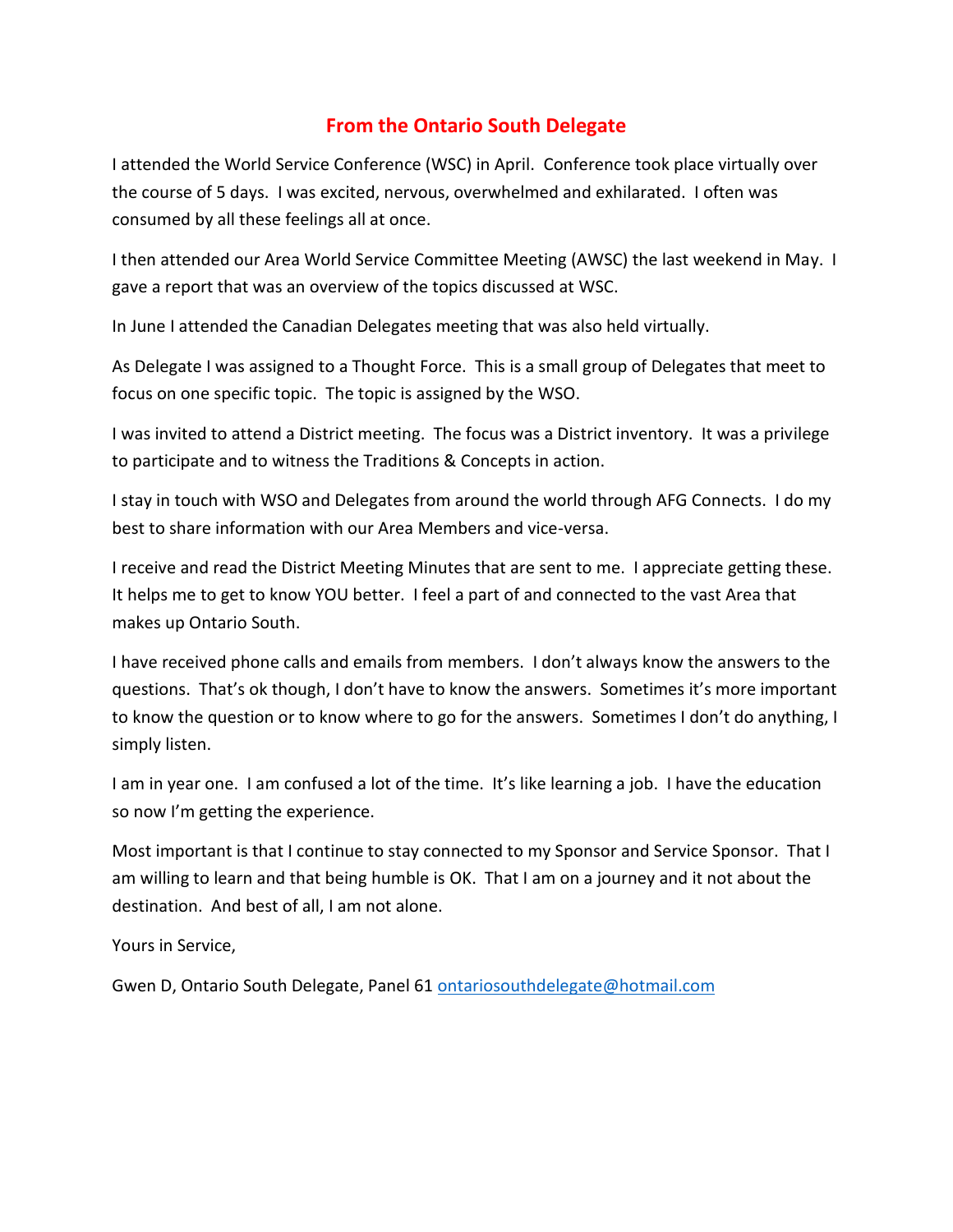# From the Ontario South Delegate

I attended the World Service Conference (WSC) in April. Conference took place virtually over the course of 5 days. I was excited, nervous, overwhelmed and exhilarated. I often was consumed by all these feelings all at once.

I then attended our Area World Service Committee Meeting (AWSC) the last weekend in May. I gave a report that was an overview of the topics discussed at WSC.

In June I attended the Canadian Delegates meeting that was also held virtually.

As Delegate I was assigned to a Thought Force. This is a small group of Delegates that meet to focus on one specific topic. The topic is assigned by the WSO.

I was invited to attend a District meeting. The focus was a District inventory. It was a privilege to participate and to witness the Traditions & Concepts in action.

I stay in touch with WSO and Delegates from around the world through AFG Connects. I do my best to share information with our Area Members and vice-versa.

I receive and read the District Meeting Minutes that are sent to me. I appreciate getting these. It helps me to get to know YOU better. I feel a part of and connected to the vast Area that makes up Ontario South.

I have received phone calls and emails from members. I don't always know the answers to the questions. That's ok though, I don't have to know the answers. Sometimes it's more important to know the question or to know where to go for the answers. Sometimes I don't do anything, I simply listen.

I am in year one. I am confused a lot of the time. It's like learning a job. I have the education so now I'm getting the experience.

Most important is that I continue to stay connected to my Sponsor and Service Sponsor. That I am willing to learn and that being humble is OK. That I am on a journey and it not about the destination. And best of all, I am not alone.

Yours in Service,

Gwen D, Ontario South Delegate, Panel 61 ontariosouthdelegate@hotmail.com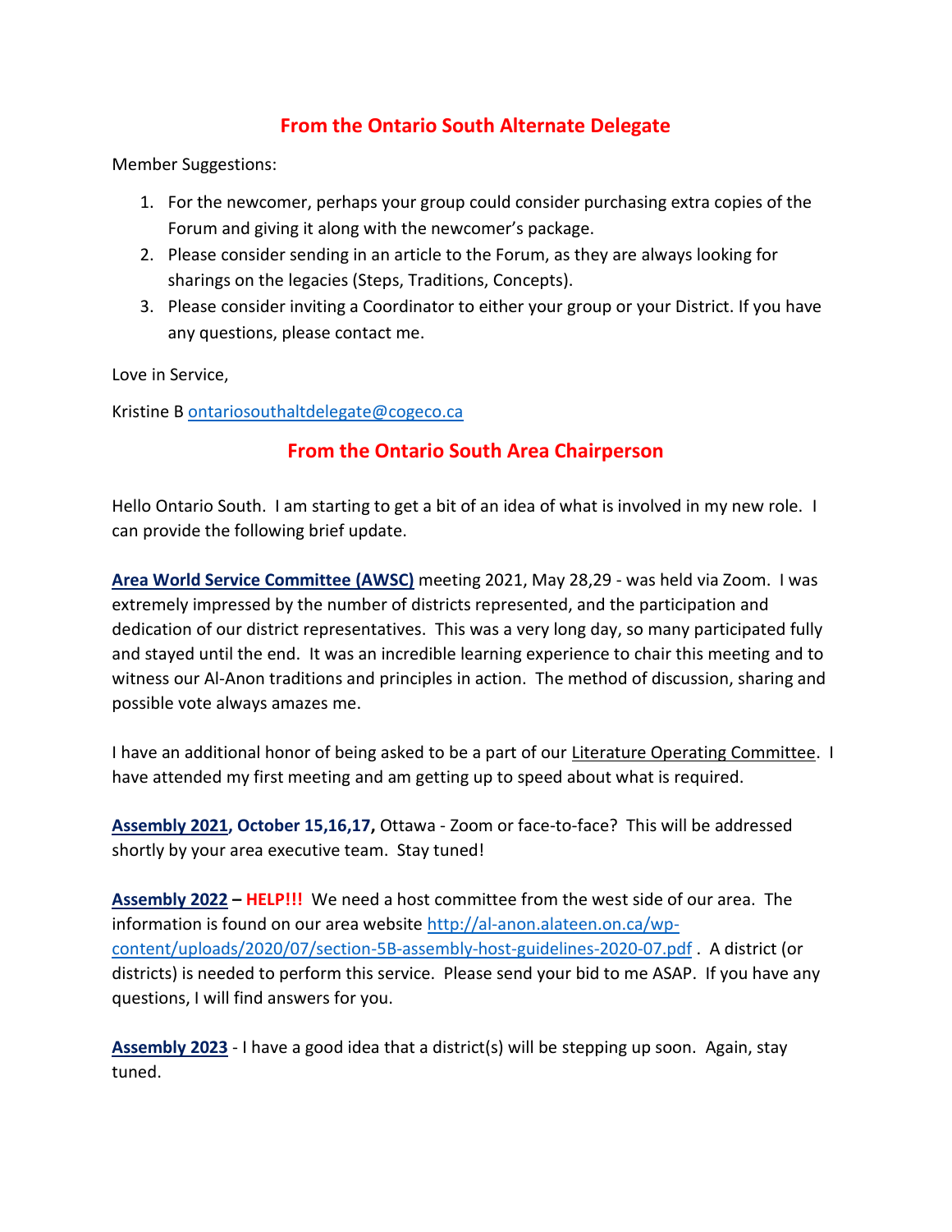## From the Ontario South Alternate Delegate

Member Suggestions:

1. For the newcomer, perhaps your group could consider purchasing extra copies of the Forum and giving it along with the newcomer's package.
2. Please consider sending in an article to the Forum, as they are always looking for sharings on the legacies (Steps, Traditions, Concepts).
3. Please consider inviting a Coordinator to either your group or your District. If you have any questions, please contact me.

Love in Service,

Kristine B ontariosouthaltdelegate@cogeco.ca

## From the Ontario South Area Chairperson

Hello Ontario South. I am starting to get a bit of an idea of what is involved in my new role. I can provide the following brief update.

**Area World Service Committee (AWSC)** meeting 2021, May 28,29 - was held via Zoom. I was extremely impressed by the number of districts represented, and the participation and dedication of our district representatives. This was a very long day, so many participated fully and stayed until the end. It was an incredible learning experience to chair this meeting and to witness our Al-Anon traditions and principles in action. The method of discussion, sharing and possible vote always amazes me.

I have an additional honor of being asked to be a part of our Literature Operating Committee. I have attended my first meeting and am getting up to speed about what is required.

**Assembly 2021, October 15,16,17,** Ottawa - Zoom or face-to-face? This will be addressed shortly by your area executive team. Stay tuned!

**Assembly 2022 – HELP!!!** We need a host committee from the west side of our area. The information is found on our area website http://al-anon.alateen.on.ca/wp-content/uploads/2020/07/section-5B-assembly-host-guidelines-2020-07.pdf . A district (or districts) is needed to perform this service. Please send your bid to me ASAP. If you have any questions, I will find answers for you.

**Assembly 2023** - I have a good idea that a district(s) will be stepping up soon. Again, stay tuned.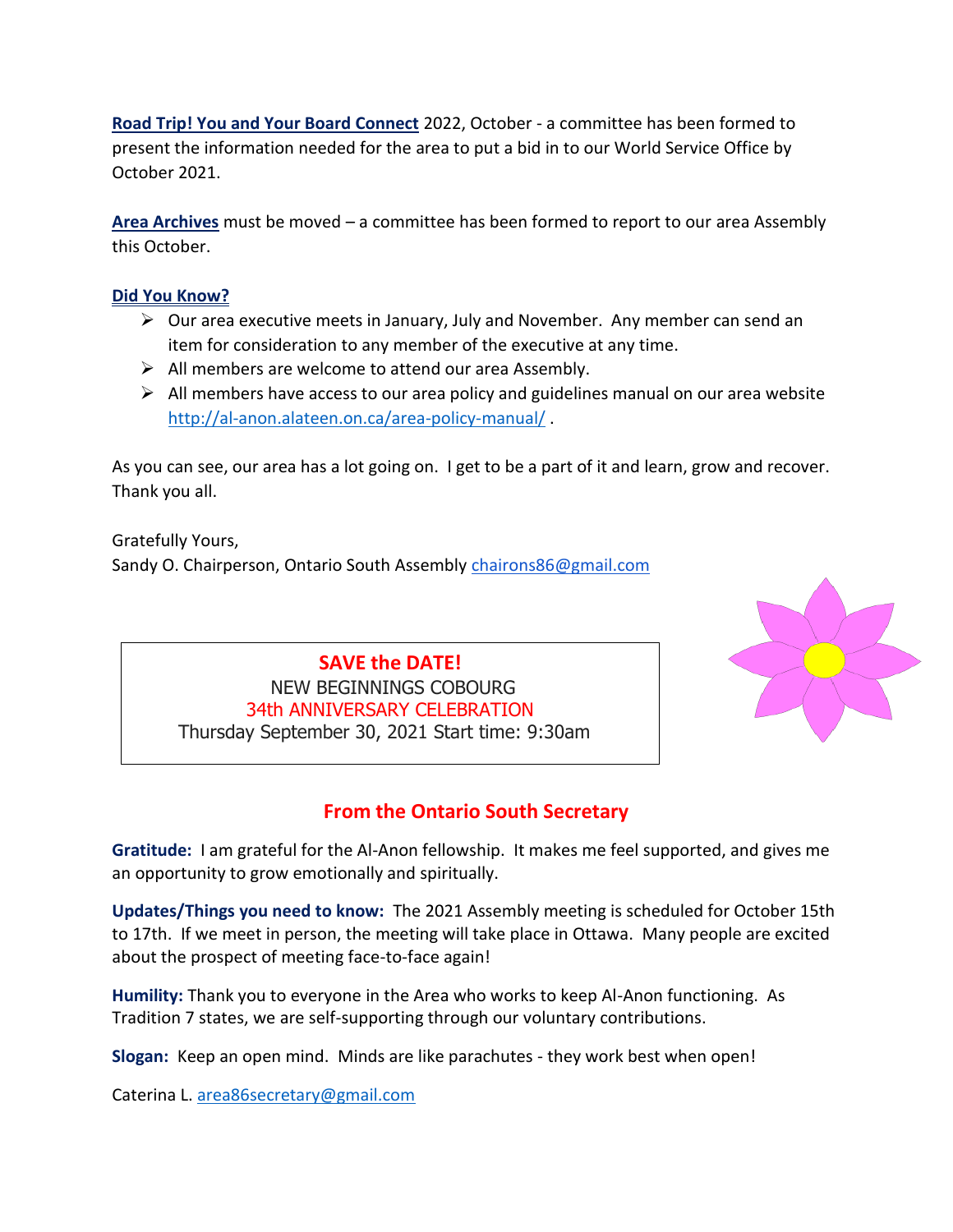**Road Trip! You and Your Board Connect** 2022, October - a committee has been formed to present the information needed for the area to put a bid in to our World Service Office by October 2021.

**Area Archives** must be moved – a committee has been formed to report to our area Assembly this October.

**Did You Know?**

- Our area executive meets in January, July and November. Any member can send an item for consideration to any member of the executive at any time.
- All members are welcome to attend our area Assembly.
- All members have access to our area policy and guidelines manual on our area website http://al-anon.alateen.on.ca/area-policy-manual/ .

As you can see, our area has a lot going on. I get to be a part of it and learn, grow and recover. Thank you all.

Gratefully Yours,
Sandy O. Chairperson, Ontario South Assembly chairons86@gmail.com

**SAVE the DATE!**
NEW BEGINNINGS COBOURG
34th ANNIVERSARY CELEBRATION
Thursday September 30, 2021 Start time: 9:30am

## From the Ontario South Secretary

**Gratitude:** I am grateful for the Al-Anon fellowship. It makes me feel supported, and gives me an opportunity to grow emotionally and spiritually.

**Updates/Things you need to know:** The 2021 Assembly meeting is scheduled for October 15th to 17th. If we meet in person, the meeting will take place in Ottawa. Many people are excited about the prospect of meeting face-to-face again!

**Humility:** Thank you to everyone in the Area who works to keep Al-Anon functioning. As Tradition 7 states, we are self-supporting through our voluntary contributions.

**Slogan:** Keep an open mind. Minds are like parachutes - they work best when open!

Caterina L. area86secretary@gmail.com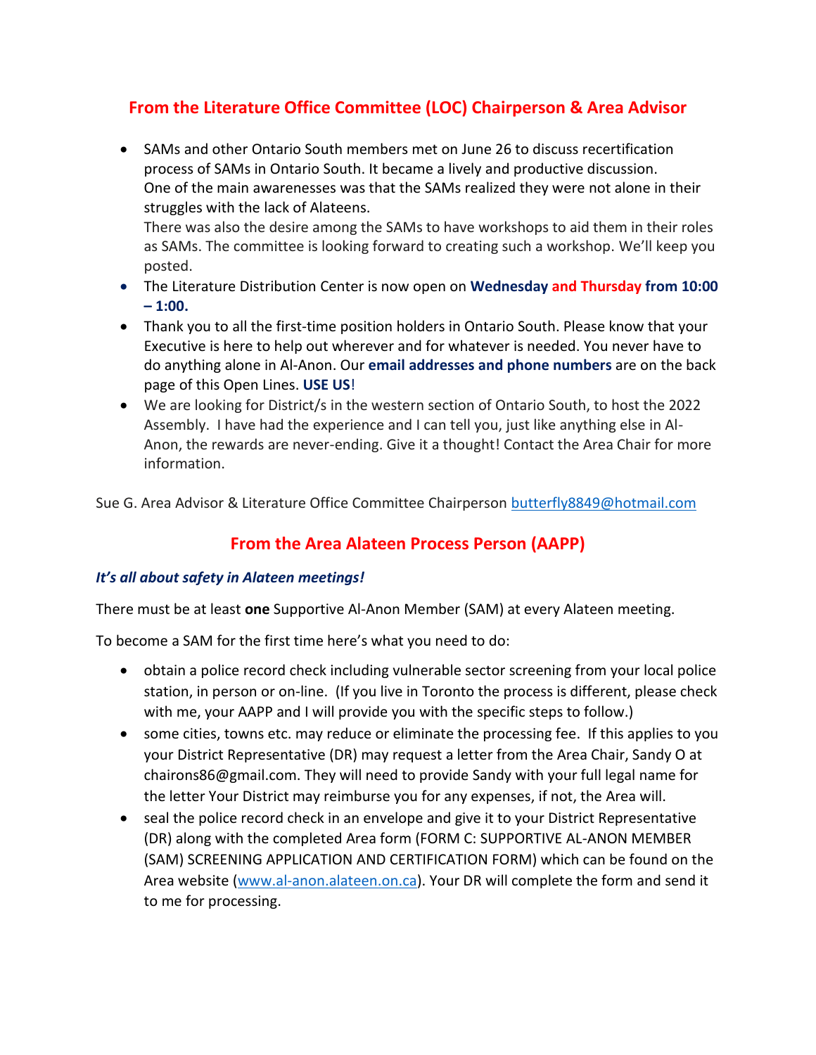## From the Literature Office Committee (LOC) Chairperson & Area Advisor

- SAMs and other Ontario South members met on June 26 to discuss recertification process of SAMs in Ontario South. It became a lively and productive discussion. One of the main awarenesses was that the SAMs realized they were not alone in their struggles with the lack of Alateens.
  There was also the desire among the SAMs to have workshops to aid them in their roles as SAMs. The committee is looking forward to creating such a workshop. We'll keep you posted.
- The Literature Distribution Center is now open on **Wednesday and Thursday from 10:00 – 1:00.**
- Thank you to all the first-time position holders in Ontario South. Please know that your Executive is here to help out wherever and for whatever is needed. You never have to do anything alone in Al-Anon. Our **email addresses and phone numbers** are on the back page of this Open Lines. **USE US**!
- We are looking for District/s in the western section of Ontario South, to host the 2022 Assembly. I have had the experience and I can tell you, just like anything else in Al-Anon, the rewards are never-ending. Give it a thought! Contact the Area Chair for more information.

Sue G. Area Advisor & Literature Office Committee Chairperson butterfly8849@hotmail.com

## From the Area Alateen Process Person (AAPP)

***It's all about safety in Alateen meetings!***

There must be at least **one** Supportive Al-Anon Member (SAM) at every Alateen meeting.

To become a SAM for the first time here's what you need to do:

- obtain a police record check including vulnerable sector screening from your local police station, in person or on-line. (If you live in Toronto the process is different, please check with me, your AAPP and I will provide you with the specific steps to follow.)
- some cities, towns etc. may reduce or eliminate the processing fee. If this applies to you your District Representative (DR) may request a letter from the Area Chair, Sandy O at chairons86@gmail.com. They will need to provide Sandy with your full legal name for the letter Your District may reimburse you for any expenses, if not, the Area will.
- seal the police record check in an envelope and give it to your District Representative (DR) along with the completed Area form (FORM C: SUPPORTIVE AL-ANON MEMBER (SAM) SCREENING APPLICATION AND CERTIFICATION FORM) which can be found on the Area website (www.al-anon.alateen.on.ca). Your DR will complete the form and send it to me for processing.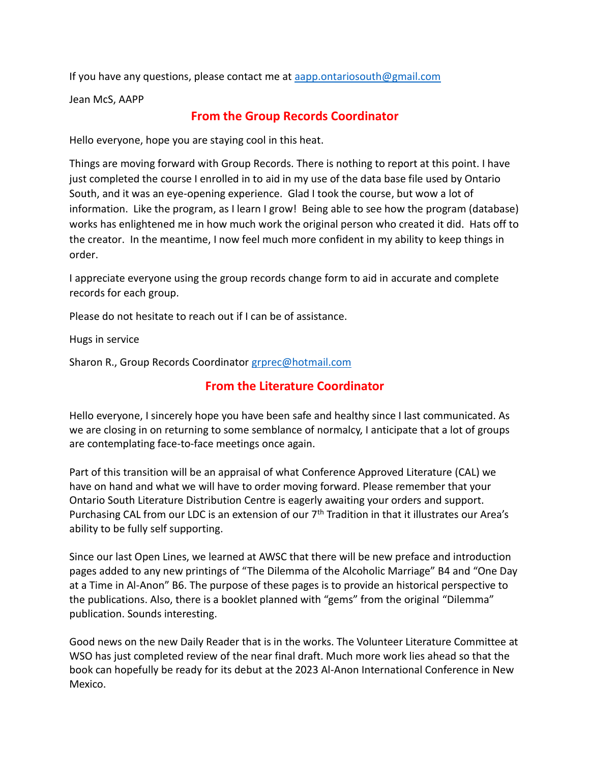If you have any questions, please contact me at aapp.ontariosouth@gmail.com

Jean McS, AAPP

## From the Group Records Coordinator

Hello everyone, hope you are staying cool in this heat.

Things are moving forward with Group Records. There is nothing to report at this point. I have just completed the course I enrolled in to aid in my use of the data base file used by Ontario South, and it was an eye-opening experience. Glad I took the course, but wow a lot of information. Like the program, as I learn I grow! Being able to see how the program (database) works has enlightened me in how much work the original person who created it did. Hats off to the creator. In the meantime, I now feel much more confident in my ability to keep things in order.

I appreciate everyone using the group records change form to aid in accurate and complete records for each group.

Please do not hesitate to reach out if I can be of assistance.

Hugs in service

Sharon R., Group Records Coordinator grprec@hotmail.com

## From the Literature Coordinator

Hello everyone, I sincerely hope you have been safe and healthy since I last communicated. As we are closing in on returning to some semblance of normalcy, I anticipate that a lot of groups are contemplating face-to-face meetings once again.

Part of this transition will be an appraisal of what Conference Approved Literature (CAL) we have on hand and what we will have to order moving forward. Please remember that your Ontario South Literature Distribution Centre is eagerly awaiting your orders and support. Purchasing CAL from our LDC is an extension of our 7th Tradition in that it illustrates our Area's ability to be fully self supporting.

Since our last Open Lines, we learned at AWSC that there will be new preface and introduction pages added to any new printings of "The Dilemma of the Alcoholic Marriage" B4 and "One Day at a Time in Al-Anon" B6. The purpose of these pages is to provide an historical perspective to the publications. Also, there is a booklet planned with "gems" from the original "Dilemma" publication. Sounds interesting.

Good news on the new Daily Reader that is in the works. The Volunteer Literature Committee at WSO has just completed review of the near final draft. Much more work lies ahead so that the book can hopefully be ready for its debut at the 2023 Al-Anon International Conference in New Mexico.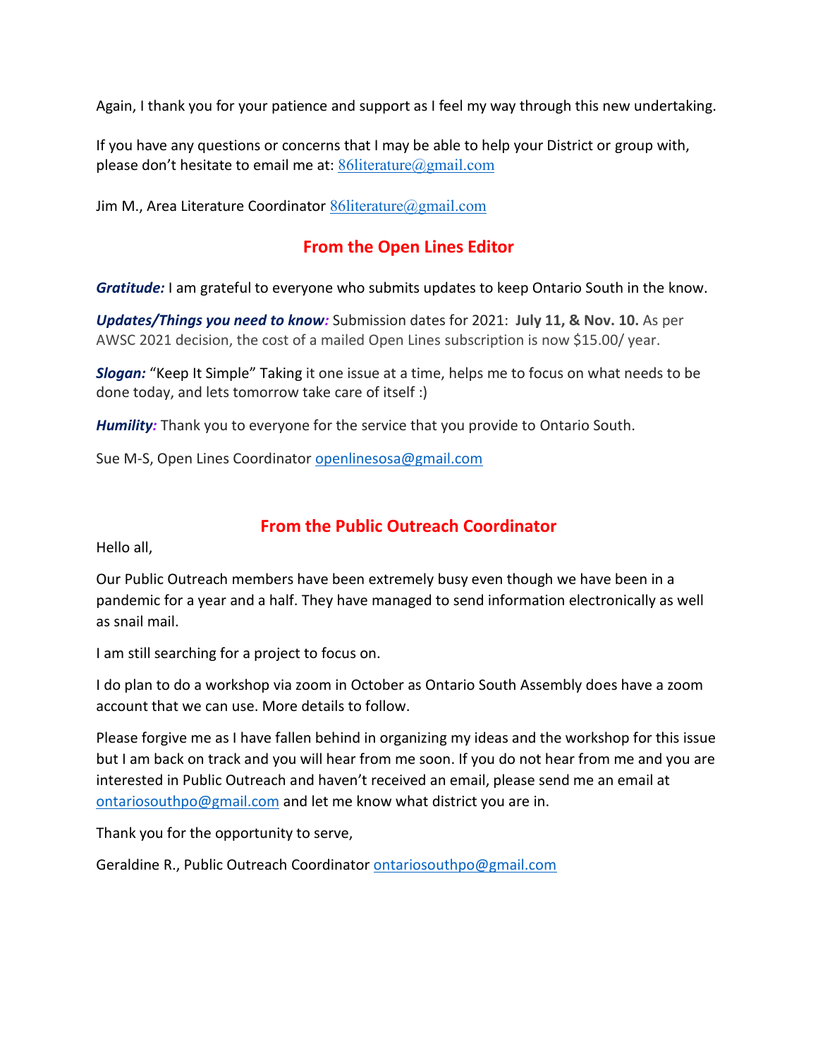Again, I thank you for your patience and support as I feel my way through this new undertaking.

If you have any questions or concerns that I may be able to help your District or group with, please don't hesitate to email me at: 86literature@gmail.com

Jim M., Area Literature Coordinator 86literature@gmail.com

## From the Open Lines Editor

***Gratitude:*** I am grateful to everyone who submits updates to keep Ontario South in the know.

***Updates/Things you need to know:*** Submission dates for 2021: **July 11, & Nov. 10.** As per AWSC 2021 decision, the cost of a mailed Open Lines subscription is now $15.00/ year.

***Slogan:*** "Keep It Simple" Taking it one issue at a time, helps me to focus on what needs to be done today, and lets tomorrow take care of itself :)

***Humility:*** Thank you to everyone for the service that you provide to Ontario South.

Sue M-S, Open Lines Coordinator openlinesosa@gmail.com

## From the Public Outreach Coordinator

Hello all,

Our Public Outreach members have been extremely busy even though we have been in a pandemic for a year and a half. They have managed to send information electronically as well as snail mail.

I am still searching for a project to focus on.

I do plan to do a workshop via zoom in October as Ontario South Assembly does have a zoom account that we can use. More details to follow.

Please forgive me as I have fallen behind in organizing my ideas and the workshop for this issue but I am back on track and you will hear from me soon. If you do not hear from me and you are interested in Public Outreach and haven't received an email, please send me an email at ontariosouthpo@gmail.com and let me know what district you are in.

Thank you for the opportunity to serve,

Geraldine R., Public Outreach Coordinator ontariosouthpo@gmail.com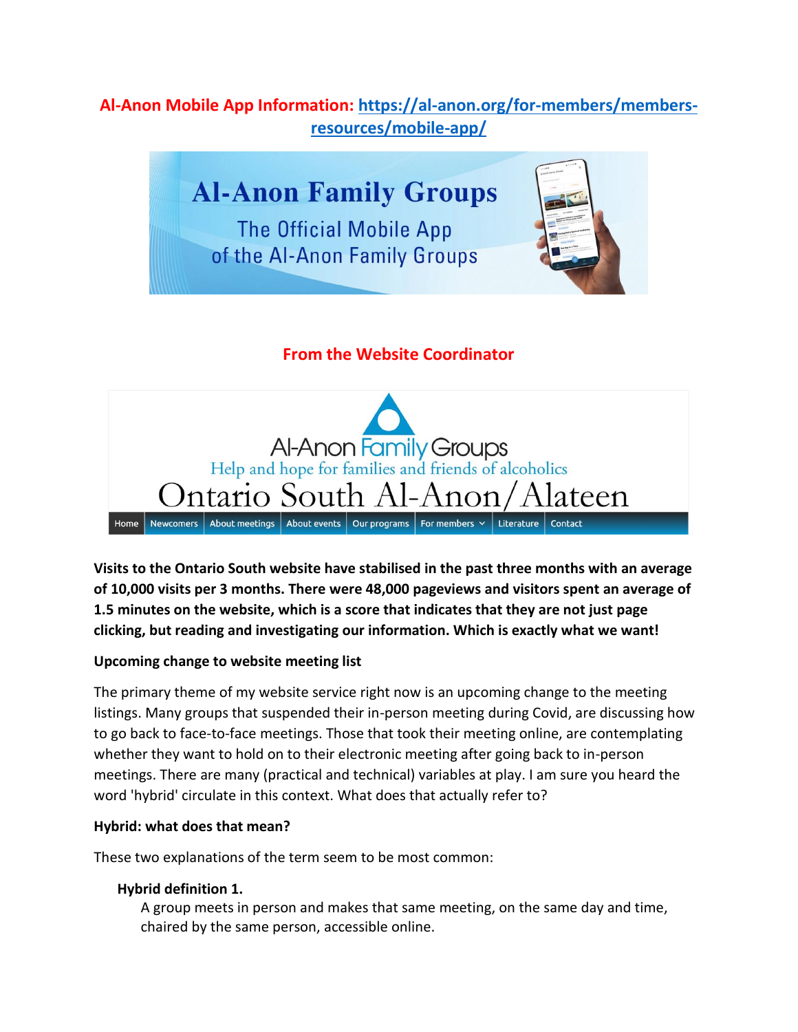**Al-Anon Mobile App Information: https://al-anon.org/for-members/members-resources/mobile-app/**

Al-Anon Family Groups

The Official Mobile App of the Al-Anon Family Groups

## From the Website Coordinator

Al-Anon Family Groups

Help and hope for families and friends of alcoholics

Ontario South Al-Anon/Alateen

Home | Newcomers | About meetings | About events | Our programs | For members | Literature | Contact

**Visits to the Ontario South website have stabilised in the past three months with an average of 10,000 visits per 3 months. There were 48,000 pageviews and visitors spent an average of 1.5 minutes on the website, which is a score that indicates that they are not just page clicking, but reading and investigating our information. Which is exactly what we want!**

**Upcoming change to website meeting list**

The primary theme of my website service right now is an upcoming change to the meeting listings. Many groups that suspended their in-person meeting during Covid, are discussing how to go back to face-to-face meetings. Those that took their meeting online, are contemplating whether they want to hold on to their electronic meeting after going back to in-person meetings. There are many (practical and technical) variables at play. I am sure you heard the word 'hybrid' circulate in this context. What does that actually refer to?

**Hybrid: what does that mean?**

These two explanations of the term seem to be most common:

**Hybrid definition 1.**
A group meets in person and makes that same meeting, on the same day and time, chaired by the same person, accessible online.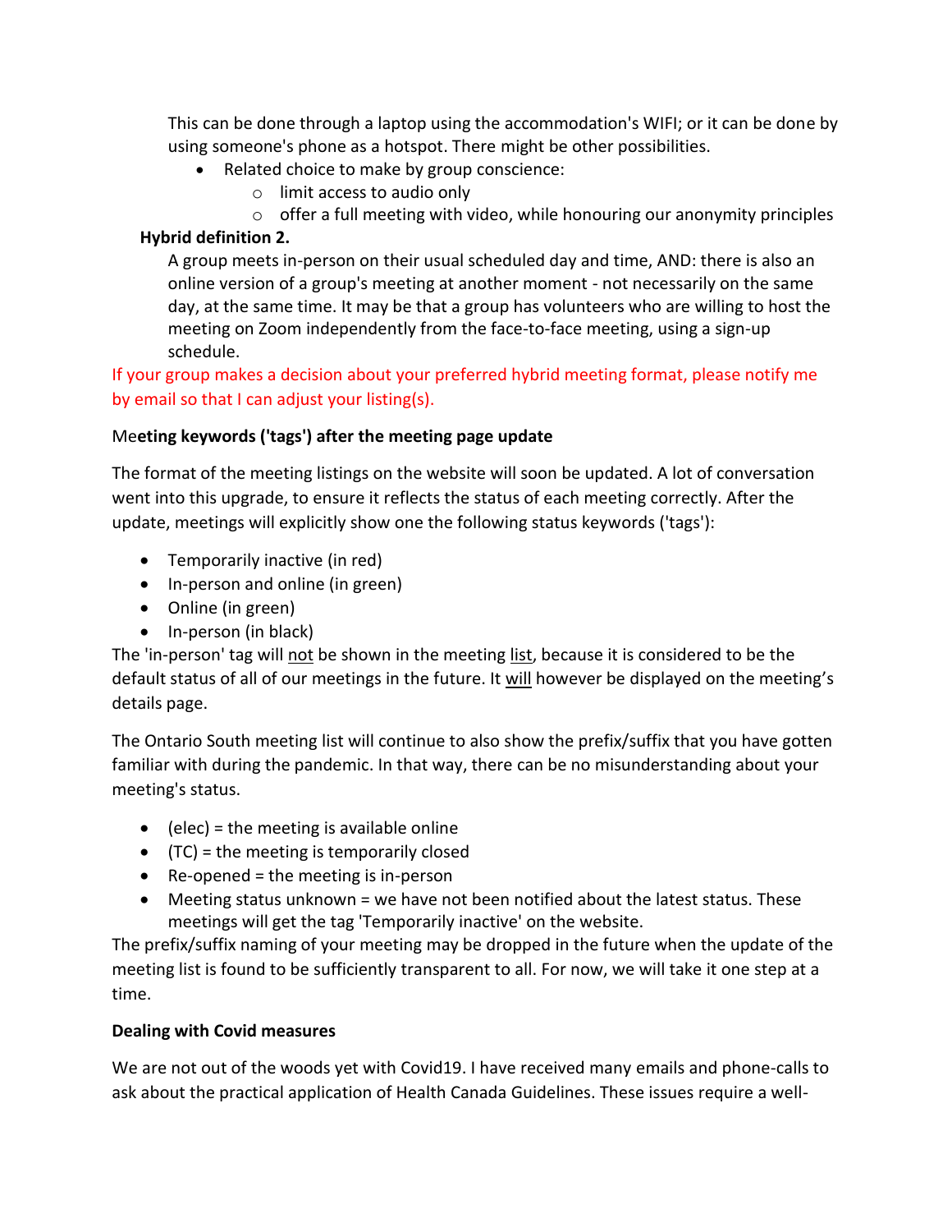This can be done through a laptop using the accommodation's WIFI; or it can be done by using someone's phone as a hotspot. There might be other possibilities.

- Related choice to make by group conscience:
  - limit access to audio only
  - offer a full meeting with video, while honouring our anonymity principles

**Hybrid definition 2.**

A group meets in-person on their usual scheduled day and time, AND: there is also an online version of a group's meeting at another moment - not necessarily on the same day, at the same time. It may be that a group has volunteers who are willing to host the meeting on Zoom independently from the face-to-face meeting, using a sign-up schedule.

If your group makes a decision about your preferred hybrid meeting format, please notify me by email so that I can adjust your listing(s).

**Meeting keywords ('tags') after the meeting page update**

The format of the meeting listings on the website will soon be updated. A lot of conversation went into this upgrade, to ensure it reflects the status of each meeting correctly. After the update, meetings will explicitly show one the following status keywords ('tags'):

- Temporarily inactive (in red)
- In-person and online (in green)
- Online (in green)
- In-person (in black)

The 'in-person' tag will not be shown in the meeting list, because it is considered to be the default status of all of our meetings in the future. It will however be displayed on the meeting's details page.

The Ontario South meeting list will continue to also show the prefix/suffix that you have gotten familiar with during the pandemic. In that way, there can be no misunderstanding about your meeting's status.

- (elec) = the meeting is available online
- (TC) = the meeting is temporarily closed
- Re-opened = the meeting is in-person
- Meeting status unknown = we have not been notified about the latest status. These meetings will get the tag 'Temporarily inactive' on the website.

The prefix/suffix naming of your meeting may be dropped in the future when the update of the meeting list is found to be sufficiently transparent to all. For now, we will take it one step at a time.

**Dealing with Covid measures**

We are not out of the woods yet with Covid19. I have received many emails and phone-calls to ask about the practical application of Health Canada Guidelines. These issues require a well-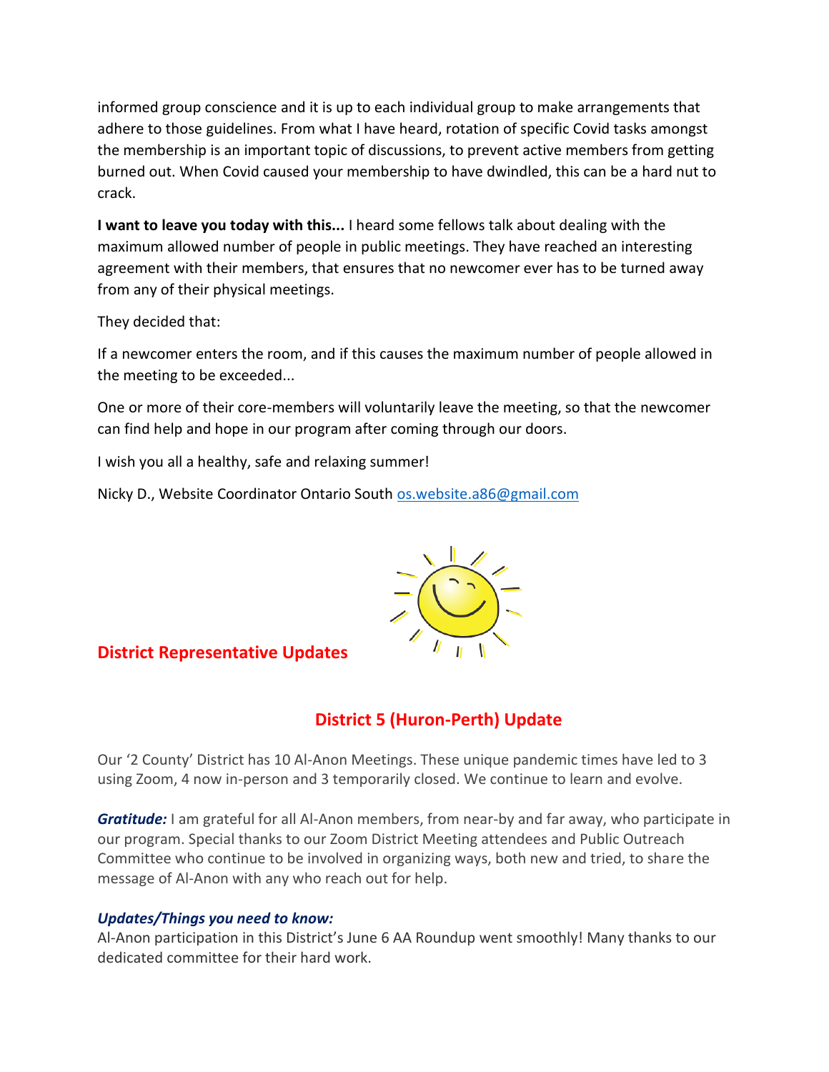informed group conscience and it is up to each individual group to make arrangements that adhere to those guidelines. From what I have heard, rotation of specific Covid tasks amongst the membership is an important topic of discussions, to prevent active members from getting burned out. When Covid caused your membership to have dwindled, this can be a hard nut to crack.

**I want to leave you today with this...** I heard some fellows talk about dealing with the maximum allowed number of people in public meetings. They have reached an interesting agreement with their members, that ensures that no newcomer ever has to be turned away from any of their physical meetings.

They decided that:

If a newcomer enters the room, and if this causes the maximum number of people allowed in the meeting to be exceeded...

One or more of their core-members will voluntarily leave the meeting, so that the newcomer can find help and hope in our program after coming through our doors.

I wish you all a healthy, safe and relaxing summer!

Nicky D., Website Coordinator Ontario South os.website.a86@gmail.com

## District Representative Updates

## District 5 (Huron-Perth) Update

Our '2 County' District has 10 Al-Anon Meetings. These unique pandemic times have led to 3 using Zoom, 4 now in-person and 3 temporarily closed. We continue to learn and evolve.

***Gratitude:*** I am grateful for all Al-Anon members, from near-by and far away, who participate in our program. Special thanks to our Zoom District Meeting attendees and Public Outreach Committee who continue to be involved in organizing ways, both new and tried, to share the message of Al-Anon with any who reach out for help.

***Updates/Things you need to know:***
Al-Anon participation in this District's June 6 AA Roundup went smoothly! Many thanks to our dedicated committee for their hard work.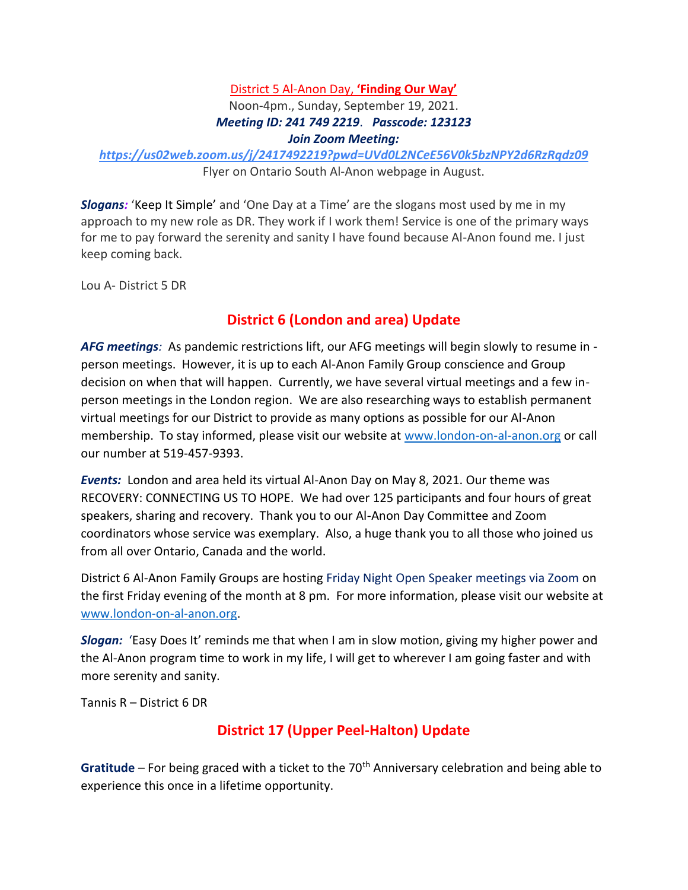District 5 Al-Anon Day, **'Finding Our Way'**

Noon-4pm., Sunday, September 19, 2021.

***Meeting ID: 241 749 2219***. ***Passcode: 123123***

***Join Zoom Meeting:***

***https://us02web.zoom.us/j/2417492219?pwd=UVd0L2NCeE56V0k5bzNPY2d6RzRqdz09***

Flyer on Ontario South Al-Anon webpage in August.

***Slogans:*** 'Keep It Simple' and 'One Day at a Time' are the slogans most used by me in my approach to my new role as DR. They work if I work them! Service is one of the primary ways for me to pay forward the serenity and sanity I have found because Al-Anon found me. I just keep coming back.

Lou A- District 5 DR

## District 6 (London and area) Update

***AFG meetings:*** As pandemic restrictions lift, our AFG meetings will begin slowly to resume in -person meetings. However, it is up to each Al-Anon Family Group conscience and Group decision on when that will happen. Currently, we have several virtual meetings and a few in-person meetings in the London region. We are also researching ways to establish permanent virtual meetings for our District to provide as many options as possible for our Al-Anon membership. To stay informed, please visit our website at www.london-on-al-anon.org or call our number at 519-457-9393.

***Events:*** London and area held its virtual Al-Anon Day on May 8, 2021. Our theme was RECOVERY: CONNECTING US TO HOPE. We had over 125 participants and four hours of great speakers, sharing and recovery. Thank you to our Al-Anon Day Committee and Zoom coordinators whose service was exemplary. Also, a huge thank you to all those who joined us from all over Ontario, Canada and the world.

District 6 Al-Anon Family Groups are hosting Friday Night Open Speaker meetings via Zoom on the first Friday evening of the month at 8 pm. For more information, please visit our website at www.london-on-al-anon.org.

***Slogan:*** 'Easy Does It' reminds me that when I am in slow motion, giving my higher power and the Al-Anon program time to work in my life, I will get to wherever I am going faster and with more serenity and sanity.

Tannis R – District 6 DR

## District 17 (Upper Peel-Halton) Update

**Gratitude** – For being graced with a ticket to the 70th Anniversary celebration and being able to experience this once in a lifetime opportunity.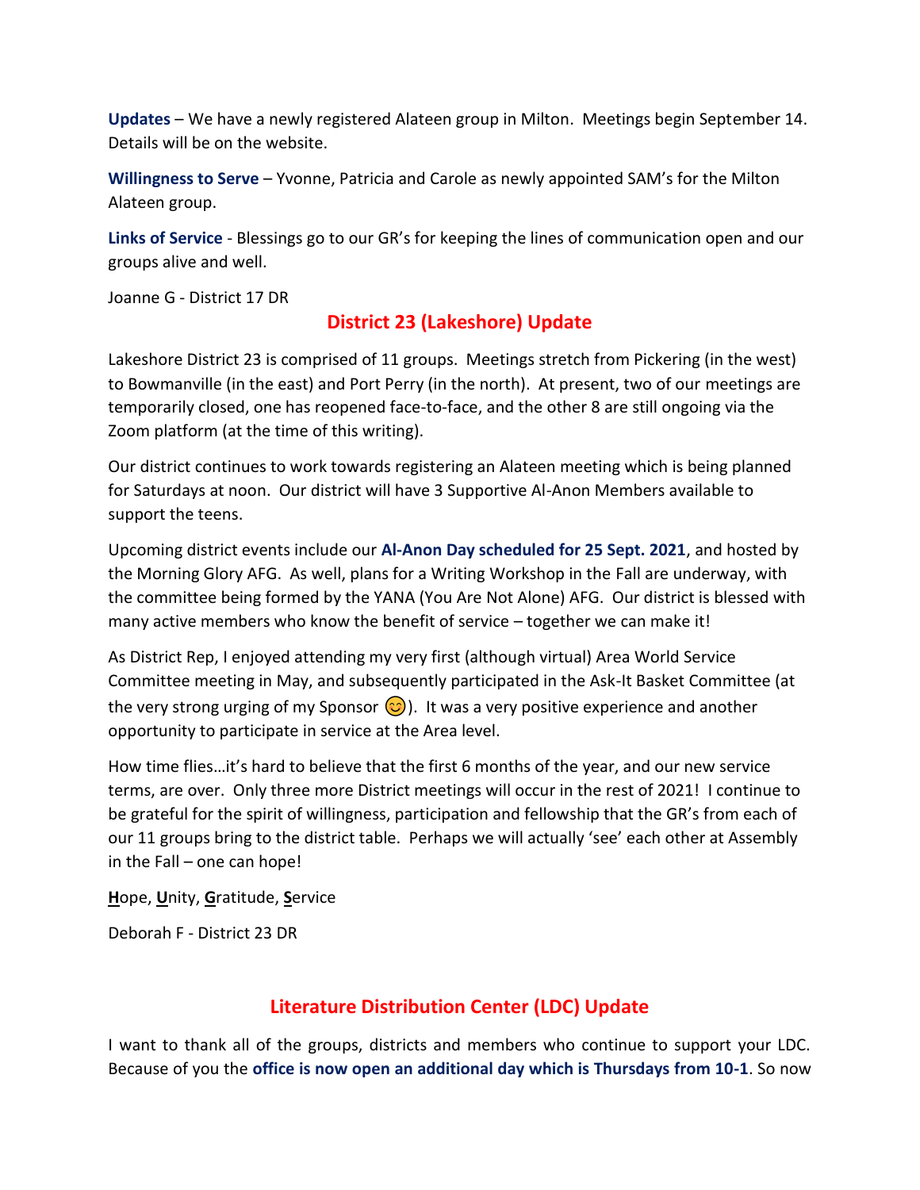**Updates** – We have a newly registered Alateen group in Milton. Meetings begin September 14. Details will be on the website.

**Willingness to Serve** – Yvonne, Patricia and Carole as newly appointed SAM's for the Milton Alateen group.

**Links of Service** - Blessings go to our GR's for keeping the lines of communication open and our groups alive and well.

Joanne G - District 17 DR

## District 23 (Lakeshore) Update

Lakeshore District 23 is comprised of 11 groups. Meetings stretch from Pickering (in the west) to Bowmanville (in the east) and Port Perry (in the north). At present, two of our meetings are temporarily closed, one has reopened face-to-face, and the other 8 are still ongoing via the Zoom platform (at the time of this writing).

Our district continues to work towards registering an Alateen meeting which is being planned for Saturdays at noon. Our district will have 3 Supportive Al-Anon Members available to support the teens.

Upcoming district events include our **Al-Anon Day scheduled for 25 Sept. 2021**, and hosted by the Morning Glory AFG. As well, plans for a Writing Workshop in the Fall are underway, with the committee being formed by the YANA (You Are Not Alone) AFG. Our district is blessed with many active members who know the benefit of service – together we can make it!

As District Rep, I enjoyed attending my very first (although virtual) Area World Service Committee meeting in May, and subsequently participated in the Ask-It Basket Committee (at the very strong urging of my Sponsor 😊). It was a very positive experience and another opportunity to participate in service at the Area level.

How time flies…it's hard to believe that the first 6 months of the year, and our new service terms, are over. Only three more District meetings will occur in the rest of 2021! I continue to be grateful for the spirit of willingness, participation and fellowship that the GR's from each of our 11 groups bring to the district table. Perhaps we will actually 'see' each other at Assembly in the Fall – one can hope!

**H**ope, **U**nity, **G**ratitude, **S**ervice

Deborah F - District 23 DR

## Literature Distribution Center (LDC) Update

I want to thank all of the groups, districts and members who continue to support your LDC. Because of you the **office is now open an additional day which is Thursdays from 10-1**. So now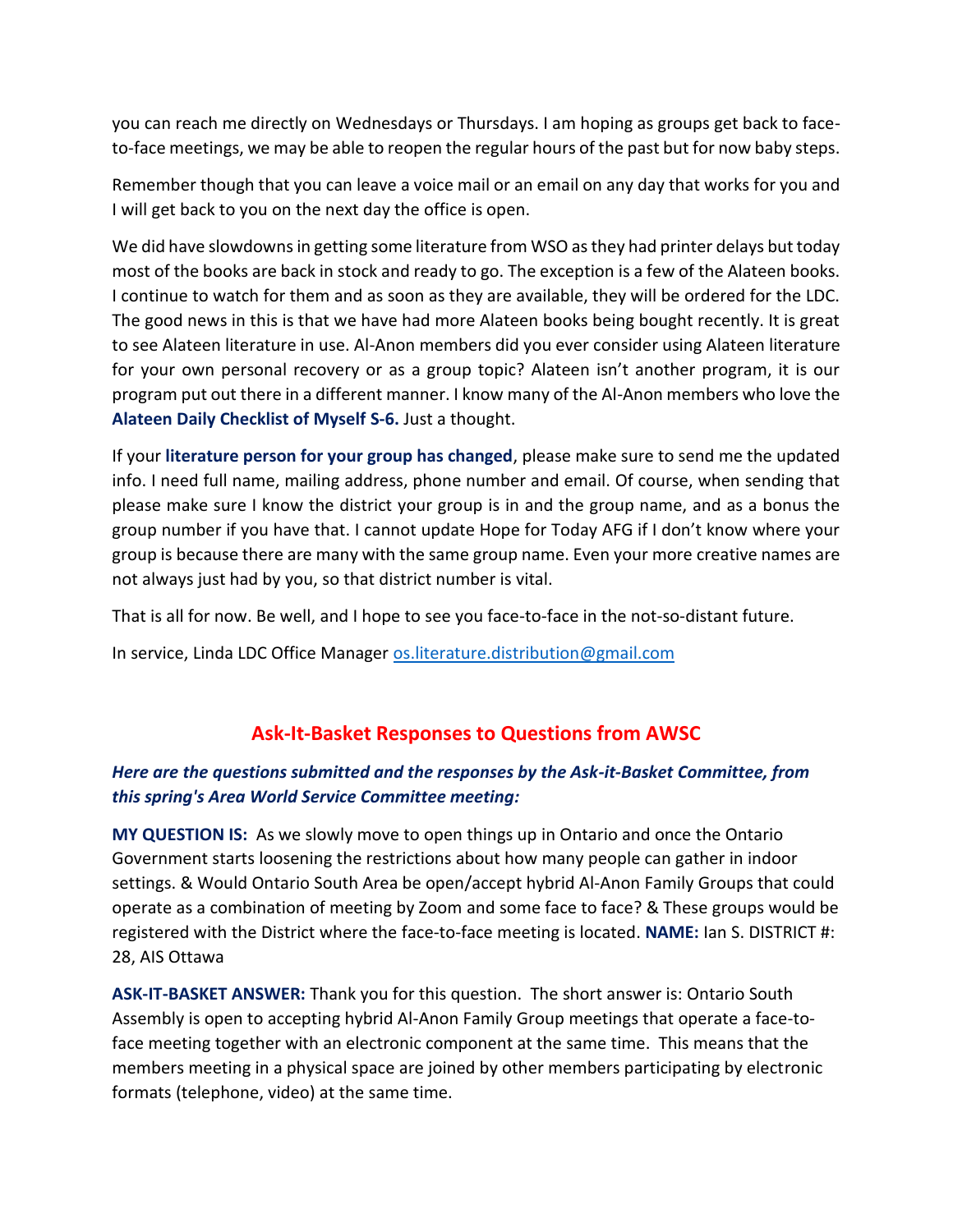you can reach me directly on Wednesdays or Thursdays. I am hoping as groups get back to face-to-face meetings, we may be able to reopen the regular hours of the past but for now baby steps.

Remember though that you can leave a voice mail or an email on any day that works for you and I will get back to you on the next day the office is open.

We did have slowdowns in getting some literature from WSO as they had printer delays but today most of the books are back in stock and ready to go. The exception is a few of the Alateen books. I continue to watch for them and as soon as they are available, they will be ordered for the LDC. The good news in this is that we have had more Alateen books being bought recently. It is great to see Alateen literature in use. Al-Anon members did you ever consider using Alateen literature for your own personal recovery or as a group topic? Alateen isn't another program, it is our program put out there in a different manner. I know many of the Al-Anon members who love the **Alateen Daily Checklist of Myself S-6.** Just a thought.

If your **literature person for your group has changed**, please make sure to send me the updated info. I need full name, mailing address, phone number and email. Of course, when sending that please make sure I know the district your group is in and the group name, and as a bonus the group number if you have that. I cannot update Hope for Today AFG if I don't know where your group is because there are many with the same group name. Even your more creative names are not always just had by you, so that district number is vital.

That is all for now. Be well, and I hope to see you face-to-face in the not-so-distant future.

In service, Linda LDC Office Manager os.literature.distribution@gmail.com

## Ask-It-Basket Responses to Questions from AWSC

***Here are the questions submitted and the responses by the Ask-it-Basket Committee, from this spring's Area World Service Committee meeting:***

**MY QUESTION IS:** As we slowly move to open things up in Ontario and once the Ontario Government starts loosening the restrictions about how many people can gather in indoor settings. & Would Ontario South Area be open/accept hybrid Al-Anon Family Groups that could operate as a combination of meeting by Zoom and some face to face? & These groups would be registered with the District where the face-to-face meeting is located. **NAME:** Ian S. DISTRICT #: 28, AIS Ottawa

**ASK-IT-BASKET ANSWER:** Thank you for this question. The short answer is: Ontario South Assembly is open to accepting hybrid Al-Anon Family Group meetings that operate a face-to-face meeting together with an electronic component at the same time. This means that the members meeting in a physical space are joined by other members participating by electronic formats (telephone, video) at the same time.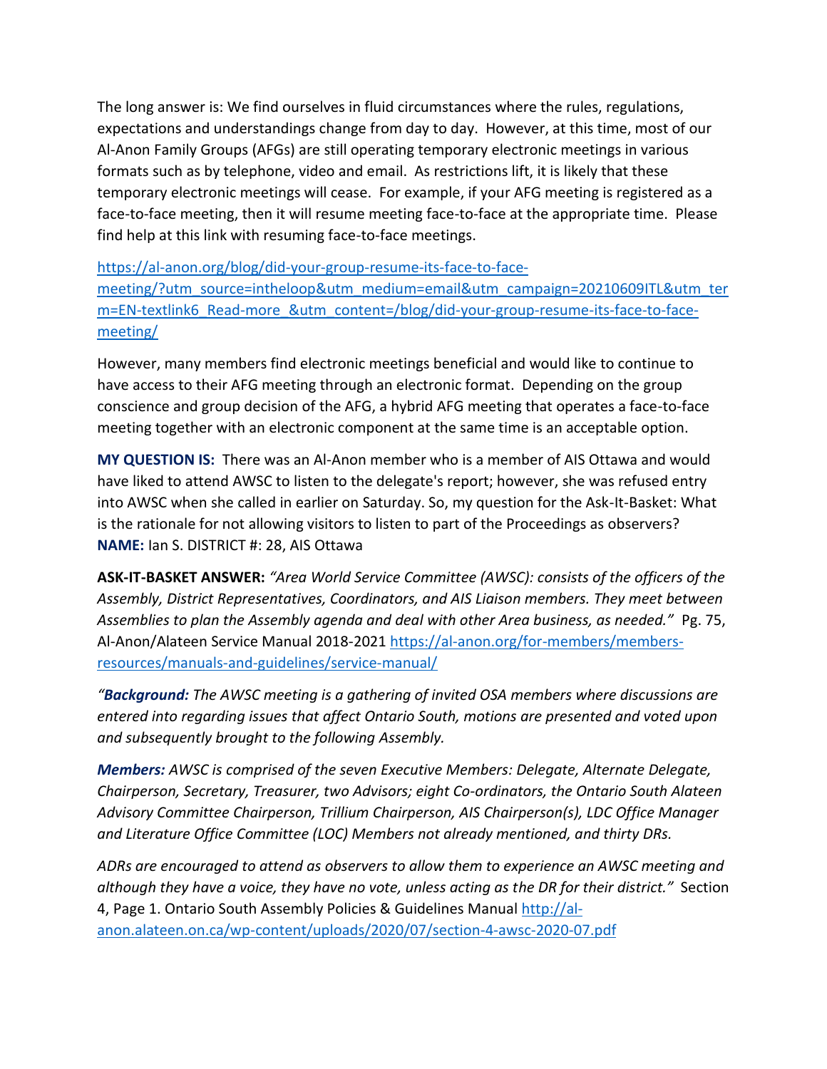The long answer is: We find ourselves in fluid circumstances where the rules, regulations, expectations and understandings change from day to day. However, at this time, most of our Al-Anon Family Groups (AFGs) are still operating temporary electronic meetings in various formats such as by telephone, video and email. As restrictions lift, it is likely that these temporary electronic meetings will cease. For example, if your AFG meeting is registered as a face-to-face meeting, then it will resume meeting face-to-face at the appropriate time. Please find help at this link with resuming face-to-face meetings.

https://al-anon.org/blog/did-your-group-resume-its-face-to-face-meeting/?utm_source=intheloop&utm_medium=email&utm_campaign=20210609ITL&utm_term=EN-textlink6_Read-more_&utm_content=/blog/did-your-group-resume-its-face-to-face-meeting/

However, many members find electronic meetings beneficial and would like to continue to have access to their AFG meeting through an electronic format. Depending on the group conscience and group decision of the AFG, a hybrid AFG meeting that operates a face-to-face meeting together with an electronic component at the same time is an acceptable option.

**MY QUESTION IS:** There was an Al-Anon member who is a member of AIS Ottawa and would have liked to attend AWSC to listen to the delegate's report; however, she was refused entry into AWSC when she called in earlier on Saturday. So, my question for the Ask-It-Basket: What is the rationale for not allowing visitors to listen to part of the Proceedings as observers? **NAME:** Ian S. DISTRICT #: 28, AIS Ottawa

**ASK-IT-BASKET ANSWER:** *"Area World Service Committee (AWSC): consists of the officers of the Assembly, District Representatives, Coordinators, and AIS Liaison members. They meet between Assemblies to plan the Assembly agenda and deal with other Area business, as needed."* Pg. 75, Al-Anon/Alateen Service Manual 2018-2021 https://al-anon.org/for-members/members-resources/manuals-and-guidelines/service-manual/

*"**Background:** The AWSC meeting is a gathering of invited OSA members where discussions are entered into regarding issues that affect Ontario South, motions are presented and voted upon and subsequently brought to the following Assembly.*

***Members:** AWSC is comprised of the seven Executive Members: Delegate, Alternate Delegate, Chairperson, Secretary, Treasurer, two Advisors; eight Co-ordinators, the Ontario South Alateen Advisory Committee Chairperson, Trillium Chairperson, AIS Chairperson(s), LDC Office Manager and Literature Office Committee (LOC) Members not already mentioned, and thirty DRs.*

*ADRs are encouraged to attend as observers to allow them to experience an AWSC meeting and although they have a voice, they have no vote, unless acting as the DR for their district."* Section 4, Page 1. Ontario South Assembly Policies & Guidelines Manual http://al-anon.alateen.on.ca/wp-content/uploads/2020/07/section-4-awsc-2020-07.pdf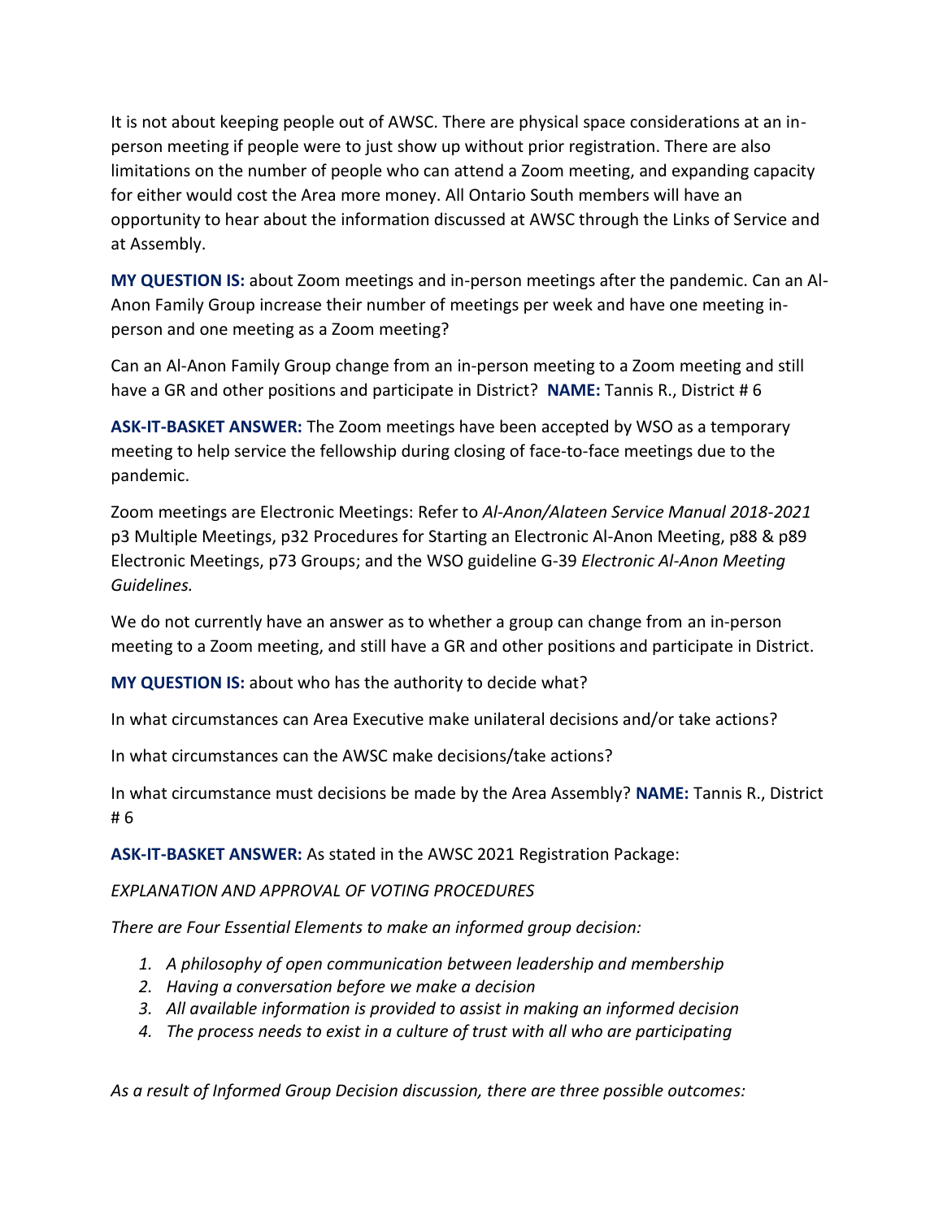It is not about keeping people out of AWSC. There are physical space considerations at an in-person meeting if people were to just show up without prior registration. There are also limitations on the number of people who can attend a Zoom meeting, and expanding capacity for either would cost the Area more money. All Ontario South members will have an opportunity to hear about the information discussed at AWSC through the Links of Service and at Assembly.

**MY QUESTION IS:** about Zoom meetings and in-person meetings after the pandemic. Can an Al-Anon Family Group increase their number of meetings per week and have one meeting in-person and one meeting as a Zoom meeting?

Can an Al-Anon Family Group change from an in-person meeting to a Zoom meeting and still have a GR and other positions and participate in District? **NAME:** Tannis R., District # 6

**ASK-IT-BASKET ANSWER:** The Zoom meetings have been accepted by WSO as a temporary meeting to help service the fellowship during closing of face-to-face meetings due to the pandemic.

Zoom meetings are Electronic Meetings: Refer to *Al-Anon/Alateen Service Manual 2018-2021* p3 Multiple Meetings, p32 Procedures for Starting an Electronic Al-Anon Meeting, p88 & p89 Electronic Meetings, p73 Groups; and the WSO guideline G-39 *Electronic Al-Anon Meeting Guidelines.*

We do not currently have an answer as to whether a group can change from an in-person meeting to a Zoom meeting, and still have a GR and other positions and participate in District.

**MY QUESTION IS:** about who has the authority to decide what?

In what circumstances can Area Executive make unilateral decisions and/or take actions?

In what circumstances can the AWSC make decisions/take actions?

In what circumstance must decisions be made by the Area Assembly? **NAME:** Tannis R., District # 6

**ASK-IT-BASKET ANSWER:** As stated in the AWSC 2021 Registration Package:

*EXPLANATION AND APPROVAL OF VOTING PROCEDURES*

*There are Four Essential Elements to make an informed group decision:*

1. *A philosophy of open communication between leadership and membership*
2. *Having a conversation before we make a decision*
3. *All available information is provided to assist in making an informed decision*
4. *The process needs to exist in a culture of trust with all who are participating*

*As a result of Informed Group Decision discussion, there are three possible outcomes:*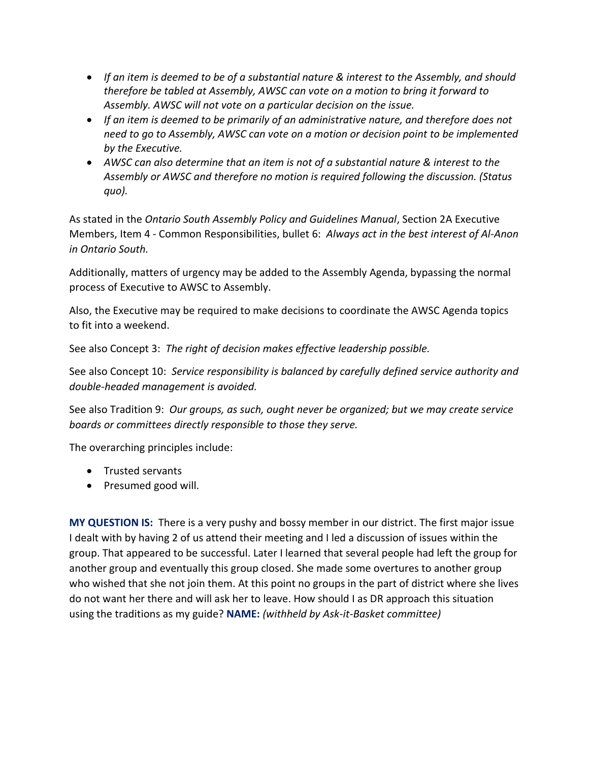- *If an item is deemed to be of a substantial nature & interest to the Assembly, and should therefore be tabled at Assembly, AWSC can vote on a motion to bring it forward to Assembly. AWSC will not vote on a particular decision on the issue.*
- *If an item is deemed to be primarily of an administrative nature, and therefore does not need to go to Assembly, AWSC can vote on a motion or decision point to be implemented by the Executive.*
- *AWSC can also determine that an item is not of a substantial nature & interest to the Assembly or AWSC and therefore no motion is required following the discussion. (Status quo).*

As stated in the *Ontario South Assembly Policy and Guidelines Manual*, Section 2A Executive Members, Item 4 - Common Responsibilities, bullet 6: *Always act in the best interest of Al-Anon in Ontario South.*

Additionally, matters of urgency may be added to the Assembly Agenda, bypassing the normal process of Executive to AWSC to Assembly.

Also, the Executive may be required to make decisions to coordinate the AWSC Agenda topics to fit into a weekend.

See also Concept 3: *The right of decision makes effective leadership possible.*

See also Concept 10: *Service responsibility is balanced by carefully defined service authority and double-headed management is avoided.*

See also Tradition 9: *Our groups, as such, ought never be organized; but we may create service boards or committees directly responsible to those they serve.*

The overarching principles include:

- Trusted servants
- Presumed good will.

**MY QUESTION IS:** There is a very pushy and bossy member in our district. The first major issue I dealt with by having 2 of us attend their meeting and I led a discussion of issues within the group. That appeared to be successful. Later I learned that several people had left the group for another group and eventually this group closed. She made some overtures to another group who wished that she not join them. At this point no groups in the part of district where she lives do not want her there and will ask her to leave. How should I as DR approach this situation using the traditions as my guide? **NAME:** *(withheld by Ask-it-Basket committee)*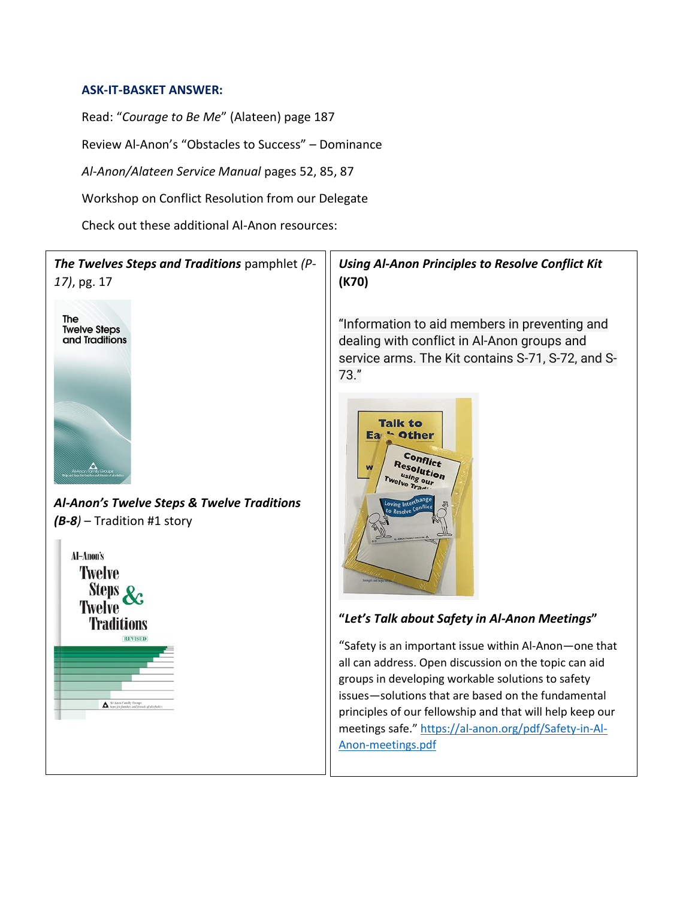**ASK-IT-BASKET ANSWER:**

Read: "*Courage to Be Me*" (Alateen) page 187

Review Al-Anon's "Obstacles to Success" – Dominance

*Al-Anon/Alateen Service Manual* pages 52, 85, 87

Workshop on Conflict Resolution from our Delegate

Check out these additional Al-Anon resources:

***The Twelves Steps and Traditions*** pamphlet *(P-17)*, pg. 17

***Al-Anon's Twelve Steps & Twelve Traditions (B-8)*** – Tradition #1 story

***Using Al-Anon Principles to Resolve Conflict Kit* (K70)**

"Information to aid members in preventing and dealing with conflict in Al-Anon groups and service arms. The Kit contains S-71, S-72, and S-73."

***"Let's Talk about Safety in Al-Anon Meetings"***

"Safety is an important issue within Al-Anon—one that all can address. Open discussion on the topic can aid groups in developing workable solutions to safety issues—solutions that are based on the fundamental principles of our fellowship and that will help keep our meetings safe." https://al-anon.org/pdf/Safety-in-Al-Anon-meetings.pdf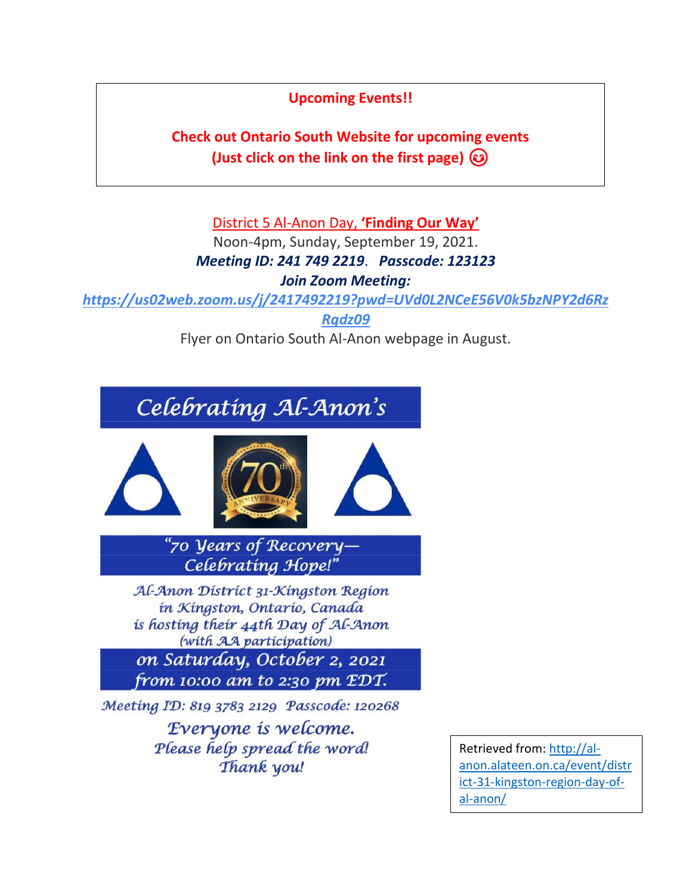**Upcoming Events!!**

**Check out Ontario South Website for upcoming events**
**(Just click on the link on the first page)** 😆

District 5 Al-Anon Day, **'Finding Our Way'**

Noon-4pm, Sunday, September 19, 2021.

***Meeting ID: 241 749 2219**. **Passcode: 123123***

***Join Zoom Meeting:***

***https://us02web.zoom.us/j/2417492219?pwd=UVd0L2NCeE56V0k5bzNPY2d6RzRqdz09***

Flyer on Ontario South Al-Anon webpage in August.

Celebrating Al-Anon's

70th ANNIVERSARY

"70 Years of Recovery—
Celebrating Hope!"

Al-Anon District 31-Kingston Region
in Kingston, Ontario, Canada
is hosting their 44th Day of Al-Anon
(with AA participation)

on Saturday, October 2, 2021
from 10:00 am to 2:30 pm EDT.

Meeting ID: 819 3783 2129 Passcode: 120268

Everyone is welcome.
Please help spread the word!
Thank you!

Retrieved from: http://al-anon.alateen.on.ca/event/district-31-kingston-region-day-of-al-anon/